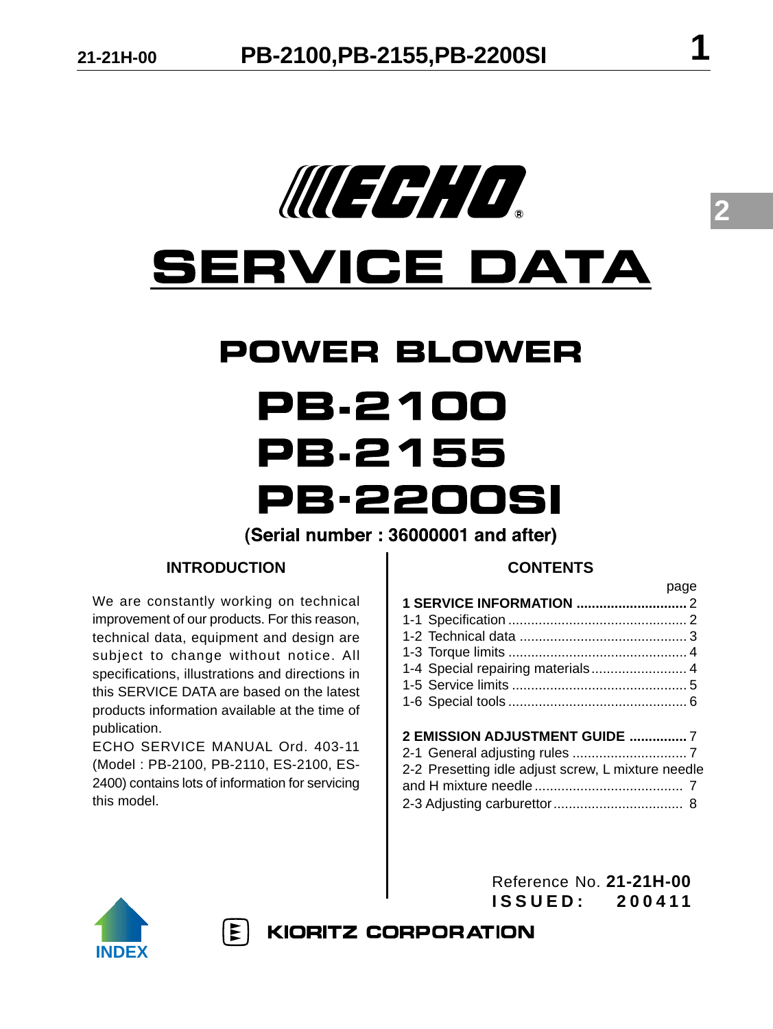# ECHO

# SERVICE DATA

## POWER BLOWER

# PB-2100
# PB-2155
# PB-2200SI

**(Serial number : 36000001 and after)**

### INTRODUCTION

We are constantly working on technical improvement of our products. For this reason, technical data, equipment and design are subject to change without notice. All specifications, illustrations and directions in this SERVICE DATA are based on the latest products information available at the time of publication.

ECHO SERVICE MANUAL Ord. 403-11 (Model : PB-2100, PB-2110, ES-2100, ES-2400) contains lots of information for servicing this model.

### CONTENTS

| | page |
|---|---|
| **1 SERVICE INFORMATION** | 2 |
| 1-1 Specification | 2 |
| 1-2 Technical data | 3 |
| 1-3 Torque limits | 4 |
| 1-4 Special repairing materials | 4 |
| 1-5 Service limits | 5 |
| 1-6 Special tools | 6 |
| **2 EMISSION ADJUSTMENT GUIDE** | 7 |
| 2-1 General adjusting rules | 7 |
| 2-2 Presetting idle adjust screw, L mixture needle and H mixture needle | 7 |
| 2-3 Adjusting carburettor | 8 |

Reference No. **21-21H-00**
**ISSUED: 200411**

INDEX

**KIORITZ CORPORATION**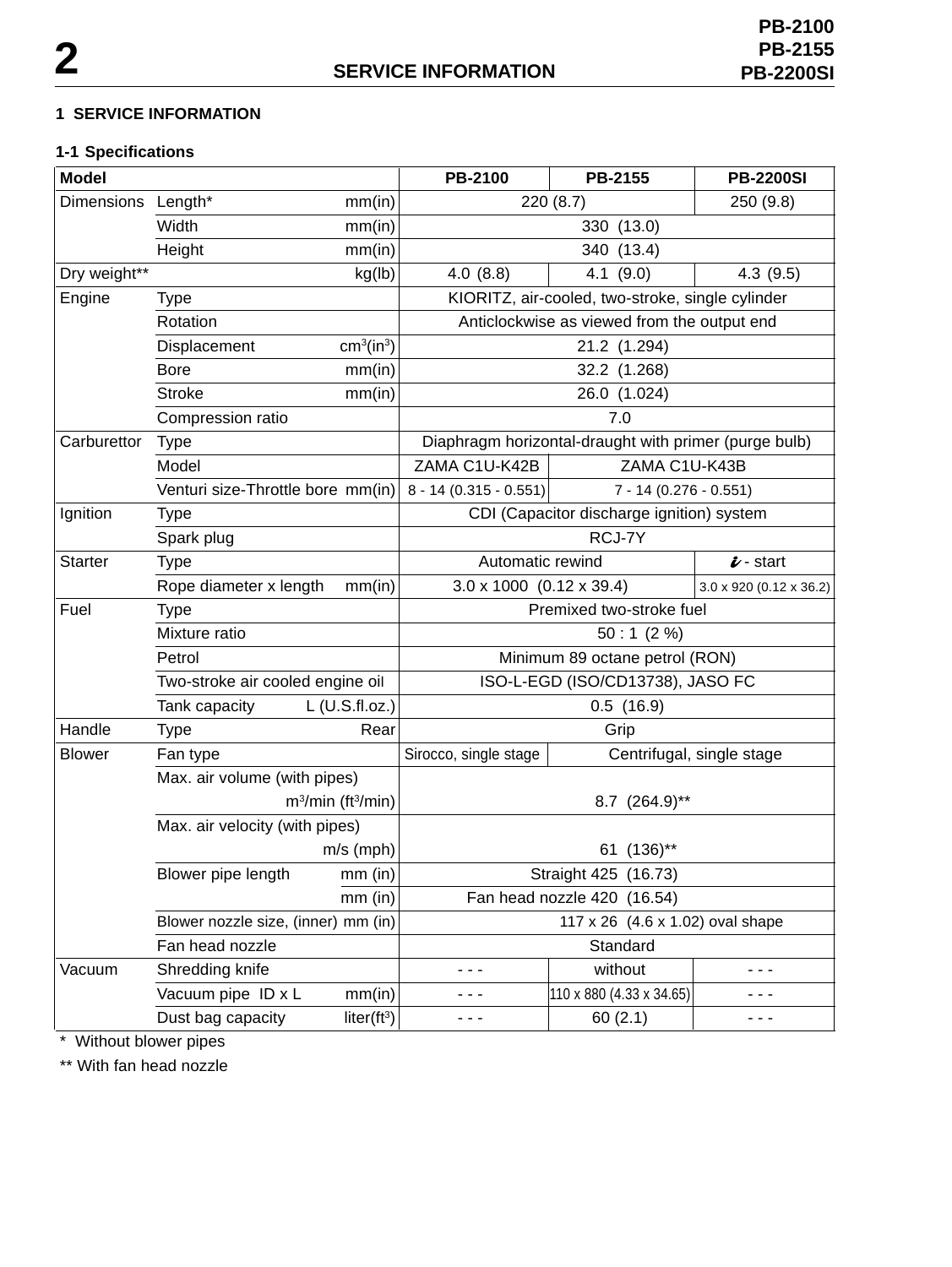# 2 SERVICE INFORMATION

## 1 SERVICE INFORMATION

### 1-1 Specifications

| Model | | | PB-2100 | PB-2155 | PB-2200SI |
|---|---|---|---|---|---|
| Dimensions | Length* | mm(in) | 220 (8.7) | | 250 (9.8) |
| | Width | mm(in) | 330 (13.0) | | |
| | Height | mm(in) | 340 (13.4) | | |
| Dry weight** | | kg(lb) | 4.0 (8.8) | 4.1 (9.0) | 4.3 (9.5) |
| Engine | Type | | KIORITZ, air-cooled, two-stroke, single cylinder | | |
| | Rotation | | Anticlockwise as viewed from the output end | | |
| | Displacement | $cm^3(in^3)$ | 21.2 (1.294) | | |
| | Bore | mm(in) | 32.2 (1.268) | | |
| | Stroke | mm(in) | 26.0 (1.024) | | |
| | Compression ratio | | 7.0 | | |
| Carburettor | Type | | Diaphragm horizontal-draught with primer (purge bulb) | | |
| | Model | | ZAMA C1U-K42B | ZAMA C1U-K43B | |
| | Venturi size-Throttle bore | mm(in) | 8 - 14 (0.315 - 0.551) | 7 - 14 (0.276 - 0.551) | |
| Ignition | Type | | CDI (Capacitor discharge ignition) system | | |
| | Spark plug | | RCJ-7Y | | |
| Starter | Type | | Automatic rewind | | *i* - start |
| | Rope diameter x length | mm(in) | 3.0 x 1000 (0.12 x 39.4) | | 3.0 x 920 (0.12 x 36.2) |
| Fuel | Type | | Premixed two-stroke fuel | | |
| | Mixture ratio | | 50 : 1 (2 %) | | |
| | Petrol | | Minimum 89 octane petrol (RON) | | |
| | Two-stroke air cooled engine oil | | ISO-L-EGD (ISO/CD13738), JASO FC | | |
| | Tank capacity | L (U.S.fl.oz.) | 0.5 (16.9) | | |
| Handle | Type | Rear | Grip | | |
| Blower | Fan type | | Sirocco, single stage | Centrifugal, single stage | |
| | Max. air volume (with pipes) | $m^3/min\ (ft^3/min)$ | 8.7 (264.9)** | | |
| | Max. air velocity (with pipes) | m/s (mph) | 61 (136)** | | |
| | Blower pipe length | mm (in) | Straight 425 (16.73) | | |
| | | mm (in) | Fan head nozzle 420 (16.54) | | |
| | Blower nozzle size, (inner) | mm (in) | 117 x 26 (4.6 x 1.02) oval shape | | |
| | Fan head nozzle | | Standard | | |
| Vacuum | Shredding knife | | - - - | without | - - - |
| | Vacuum pipe ID x L | mm(in) | - - - | 110 x 880 (4.33 x 34.65) | - - - |
| | Dust bag capacity | liter($ft^3$) | - - - | 60 (2.1) | - - - |

\* Without blower pipes

** With fan head nozzle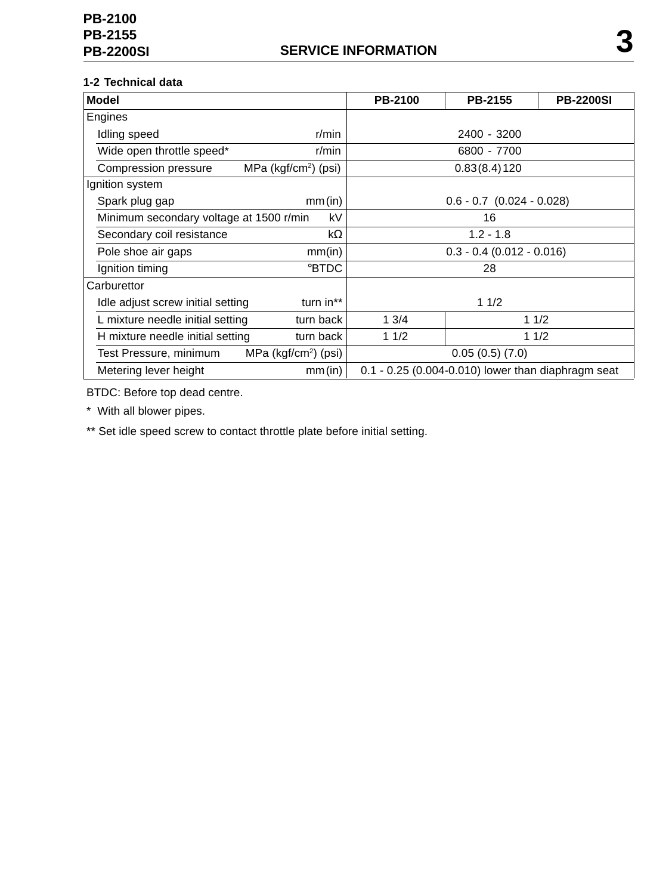## 1-2 Technical data

| Model | | PB-2100 | PB-2155 | PB-2200SI |
|---|---|---|---|---|
| Engines | | | | |
| Idling speed | r/min | 2400 - 3200 | | |
| Wide open throttle speed* | r/min | 6800 - 7700 | | |
| Compression pressure | MPa (kgf/cm$^2$) (psi) | 0.83 (8.4) 120 | | |
| Ignition system | | | | |
| Spark plug gap | mm (in) | 0.6 - 0.7 (0.024 - 0.028) | | |
| Minimum secondary voltage at 1500 r/min | kV | 16 | | |
| Secondary coil resistance | kΩ | 1.2 - 1.8 | | |
| Pole shoe air gaps | mm(in) | 0.3 - 0.4 (0.012 - 0.016) | | |
| Ignition timing | °BTDC | 28 | | |
| Carburettor | | | | |
| Idle adjust screw initial setting | turn in** | 1 1/2 | | |
| L mixture needle initial setting | turn back | 1 3/4 | 1 1/2 | |
| H mixture needle initial setting | turn back | 1 1/2 | 1 1/2 | |
| Test Pressure, minimum | MPa (kgf/cm$^2$) (psi) | 0.05 (0.5) (7.0) | | |
| Metering lever height | mm (in) | 0.1 - 0.25 (0.004-0.010) lower than diaphragm seat | | |

BTDC: Before top dead centre.

* With all blower pipes.

** Set idle speed screw to contact throttle plate before initial setting.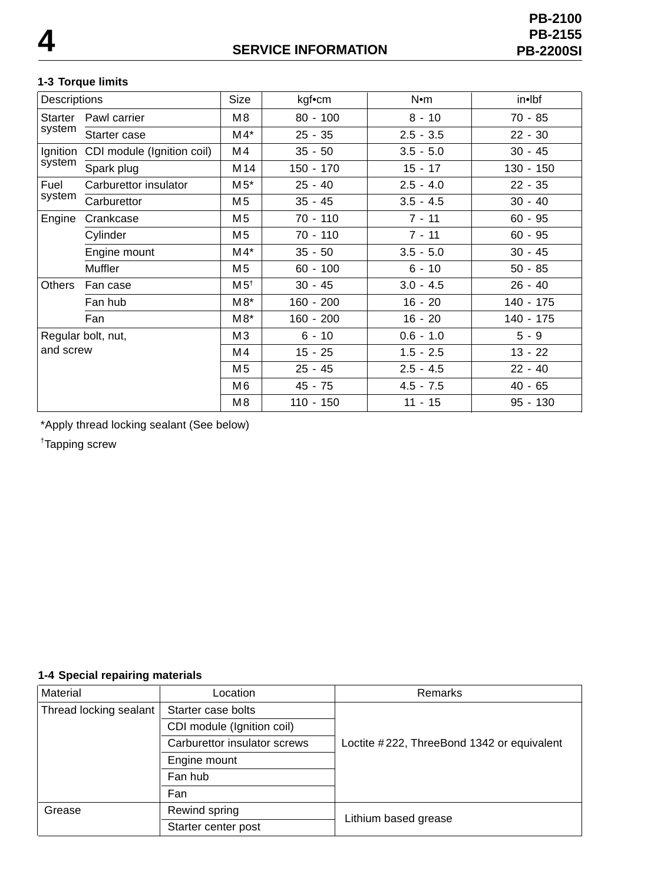## 1-3 Torque limits

| Descriptions | | Size | kgf•cm | N•m | in•lbf |
|---|---|---|---|---|---|
| Starter system | Pawl carrier | M8 | 80 - 100 | 8 - 10 | 70 - 85 |
| | Starter case | M4* | 25 - 35 | 2.5 - 3.5 | 22 - 30 |
| Ignition system | CDI module (Ignition coil) | M4 | 35 - 50 | 3.5 - 5.0 | 30 - 45 |
| | Spark plug | M14 | 150 - 170 | 15 - 17 | 130 - 150 |
| Fuel system | Carburettor insulator | M5* | 25 - 40 | 2.5 - 4.0 | 22 - 35 |
| | Carburettor | M5 | 35 - 45 | 3.5 - 4.5 | 30 - 40 |
| Engine | Crankcase | M5 | 70 - 110 | 7 - 11 | 60 - 95 |
| | Cylinder | M5 | 70 - 110 | 7 - 11 | 60 - 95 |
| | Engine mount | M4* | 35 - 50 | 3.5 - 5.0 | 30 - 45 |
| | Muffler | M5 | 60 - 100 | 6 - 10 | 50 - 85 |
| Others | Fan case | M5† | 30 - 45 | 3.0 - 4.5 | 26 - 40 |
| | Fan hub | M8* | 160 - 200 | 16 - 20 | 140 - 175 |
| | Fan | M8* | 160 - 200 | 16 - 20 | 140 - 175 |
| Regular bolt, nut, and screw | | M3 | 6 - 10 | 0.6 - 1.0 | 5 - 9 |
| | | M4 | 15 - 25 | 1.5 - 2.5 | 13 - 22 |
| | | M5 | 25 - 45 | 2.5 - 4.5 | 22 - 40 |
| | | M6 | 45 - 75 | 4.5 - 7.5 | 40 - 65 |
| | | M8 | 110 - 150 | 11 - 15 | 95 - 130 |

*Apply thread locking sealant (See below)

†Tapping screw

## 1-4 Special repairing materials

| Material | Location | Remarks |
|---|---|---|
| Thread locking sealant | Starter case bolts | Loctite #222, ThreeBond 1342 or equivalent |
| | CDI module (Ignition coil) | |
| | Carburettor insulator screws | |
| | Engine mount | |
| | Fan hub | |
| | Fan | |
| Grease | Rewind spring | Lithium based grease |
| | Starter center post | |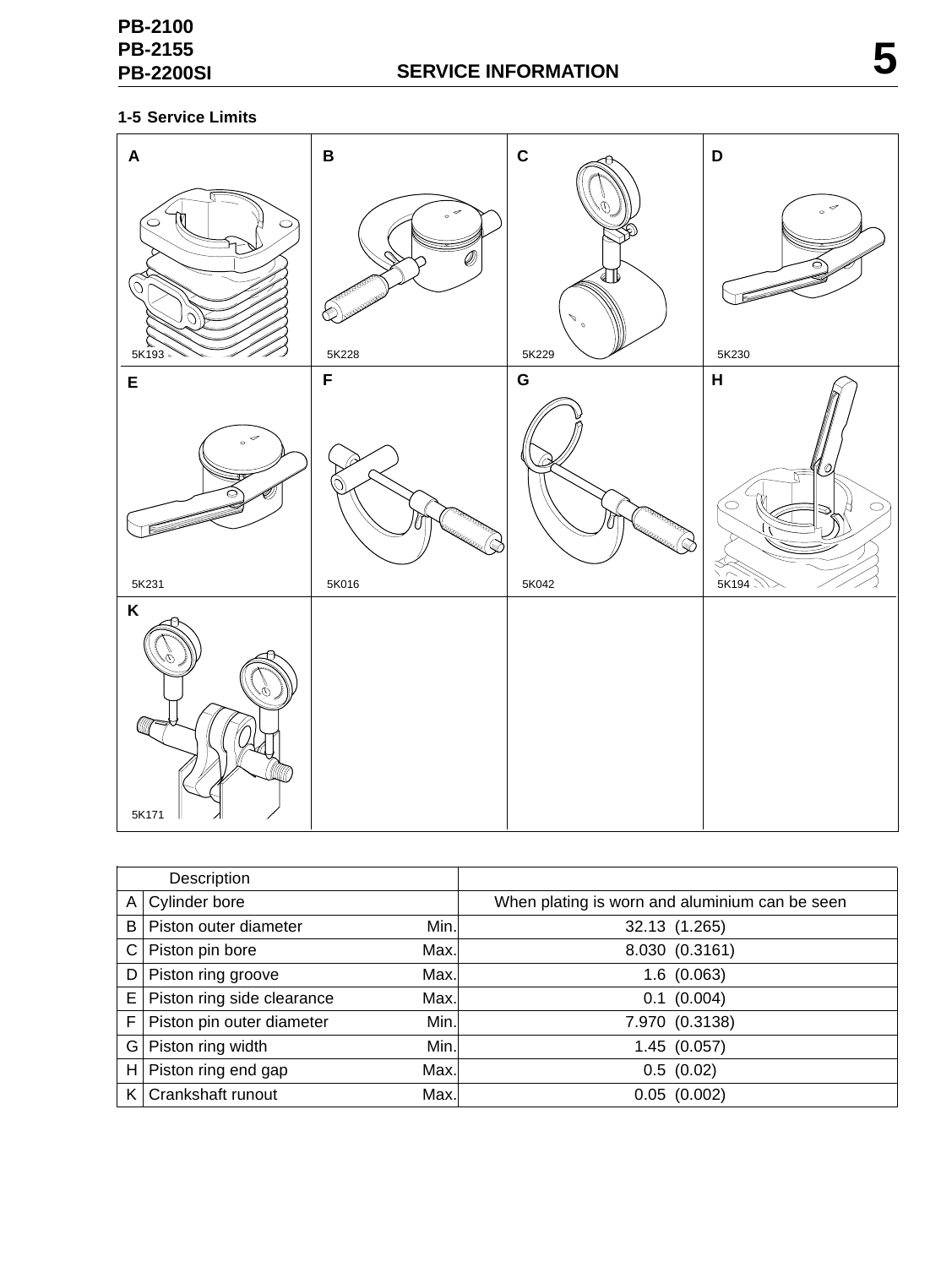## 1-5 Service Limits

| A | B | C | D |
|---|---|---|---|
| 5K193 | 5K228 | 5K229 | 5K230 |
| E | F | G | H |
| 5K231 | 5K016 | 5K042 | 5K194 |
| K | | | |
| 5K171 | | | |

| | Description | | |
|---|---|---|---|
| A | Cylinder bore | | When plating is worn and aluminium can be seen |
| B | Piston outer diameter | Min. | 32.13 (1.265) |
| C | Piston pin bore | Max. | 8.030 (0.3161) |
| D | Piston ring groove | Max. | 1.6 (0.063) |
| E | Piston ring side clearance | Max. | 0.1 (0.004) |
| F | Piston pin outer diameter | Min. | 7.970 (0.3138) |
| G | Piston ring width | Min. | 1.45 (0.057) |
| H | Piston ring end gap | Max. | 0.5 (0.02) |
| K | Crankshaft runout | Max. | 0.05 (0.002) |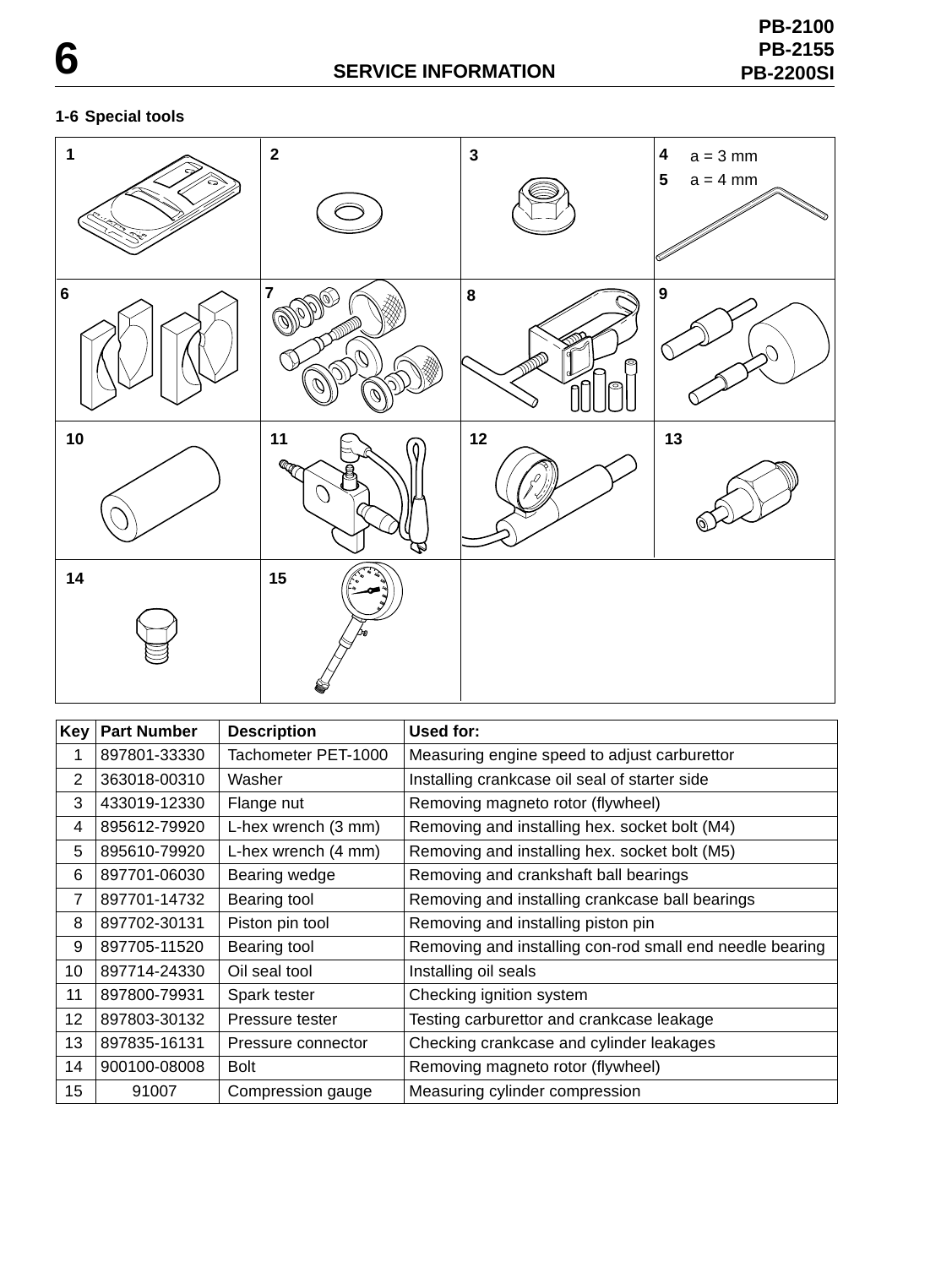## 1-6 Special tools

4 a = 3 mm

5 a = 4 mm

| Key | Part Number | Description | Used for: |
|---|---|---|---|
| 1 | 897801-33330 | Tachometer PET-1000 | Measuring engine speed to adjust carburettor |
| 2 | 363018-00310 | Washer | Installing crankcase oil seal of starter side |
| 3 | 433019-12330 | Flange nut | Removing magneto rotor (flywheel) |
| 4 | 895612-79920 | L-hex wrench (3 mm) | Removing and installing hex. socket bolt (M4) |
| 5 | 895610-79920 | L-hex wrench (4 mm) | Removing and installing hex. socket bolt (M5) |
| 6 | 897701-06030 | Bearing wedge | Removing and crankshaft ball bearings |
| 7 | 897701-14732 | Bearing tool | Removing and installing crankcase ball bearings |
| 8 | 897702-30131 | Piston pin tool | Removing and installing piston pin |
| 9 | 897705-11520 | Bearing tool | Removing and installing con-rod small end needle bearing |
| 10 | 897714-24330 | Oil seal tool | Installing oil seals |
| 11 | 897800-79931 | Spark tester | Checking ignition system |
| 12 | 897803-30132 | Pressure tester | Testing carburettor and crankcase leakage |
| 13 | 897835-16131 | Pressure connector | Checking crankcase and cylinder leakages |
| 14 | 900100-08008 | Bolt | Removing magneto rotor (flywheel) |
| 15 | 91007 | Compression gauge | Measuring cylinder compression |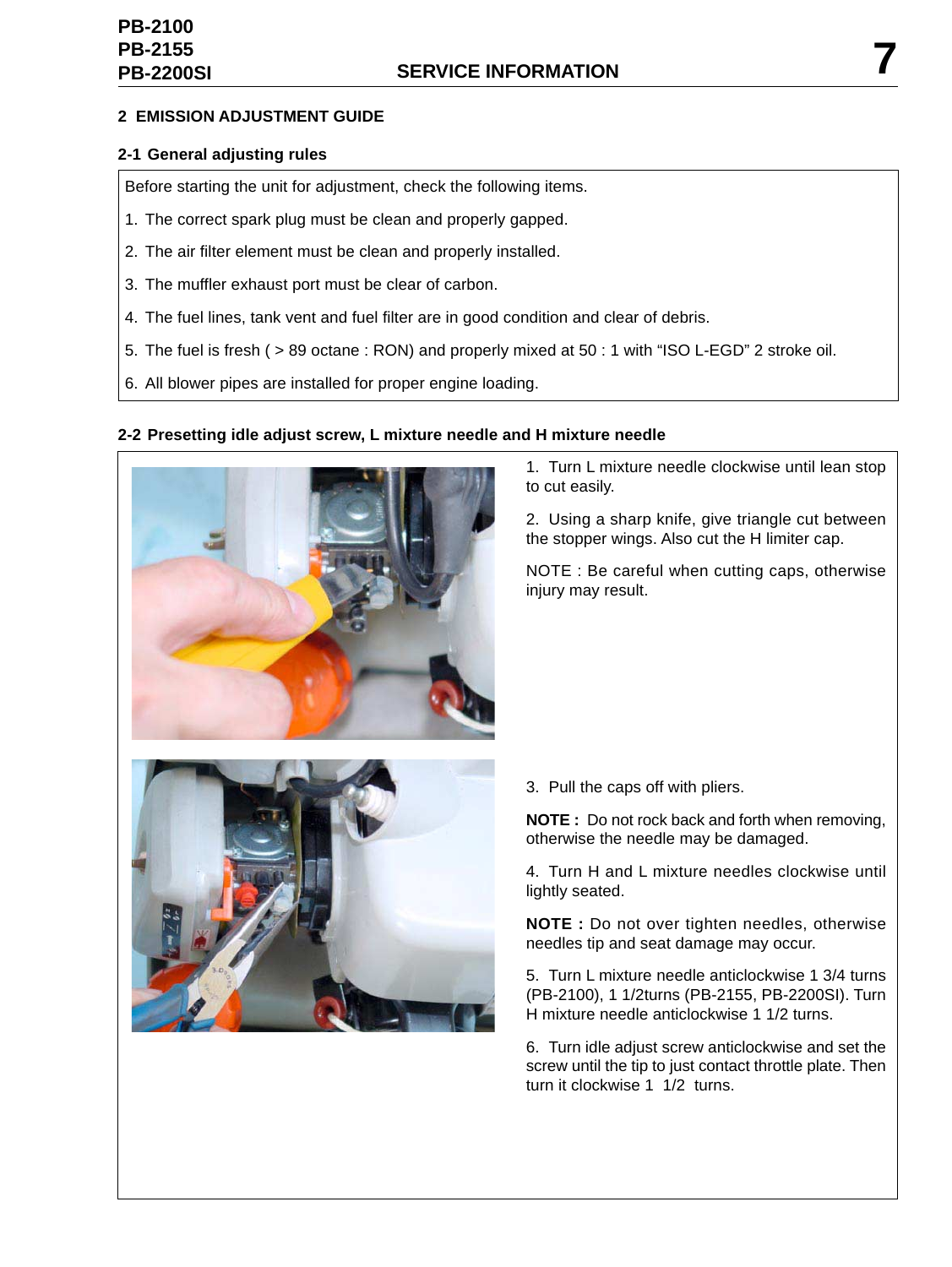## 2 EMISSION ADJUSTMENT GUIDE

### 2-1 General adjusting rules

Before starting the unit for adjustment, check the following items.

1. The correct spark plug must be clean and properly gapped.
2. The air filter element must be clean and properly installed.
3. The muffler exhaust port must be clear of carbon.
4. The fuel lines, tank vent and fuel filter are in good condition and clear of debris.
5. The fuel is fresh ( > 89 octane : RON) and properly mixed at 50 : 1 with “ISO L-EGD” 2 stroke oil.
6. All blower pipes are installed for proper engine loading.

### 2-2 Presetting idle adjust screw, L mixture needle and H mixture needle

1. Turn L mixture needle clockwise until lean stop to cut easily.

2. Using a sharp knife, give triangle cut between the stopper wings. Also cut the H limiter cap.

NOTE : Be careful when cutting caps, otherwise injury may result.

3. Pull the caps off with pliers.

**NOTE :** Do not rock back and forth when removing, otherwise the needle may be damaged.

4. Turn H and L mixture needles clockwise until lightly seated.

**NOTE :** Do not over tighten needles, otherwise needles tip and seat damage may occur.

5. Turn L mixture needle anticlockwise 1 3/4 turns (PB-2100), 1 1/2turns (PB-2155, PB-2200SI). Turn H mixture needle anticlockwise 1 1/2 turns.

6. Turn idle adjust screw anticlockwise and set the screw until the tip to just contact throttle plate. Then turn it clockwise 1 1/2 turns.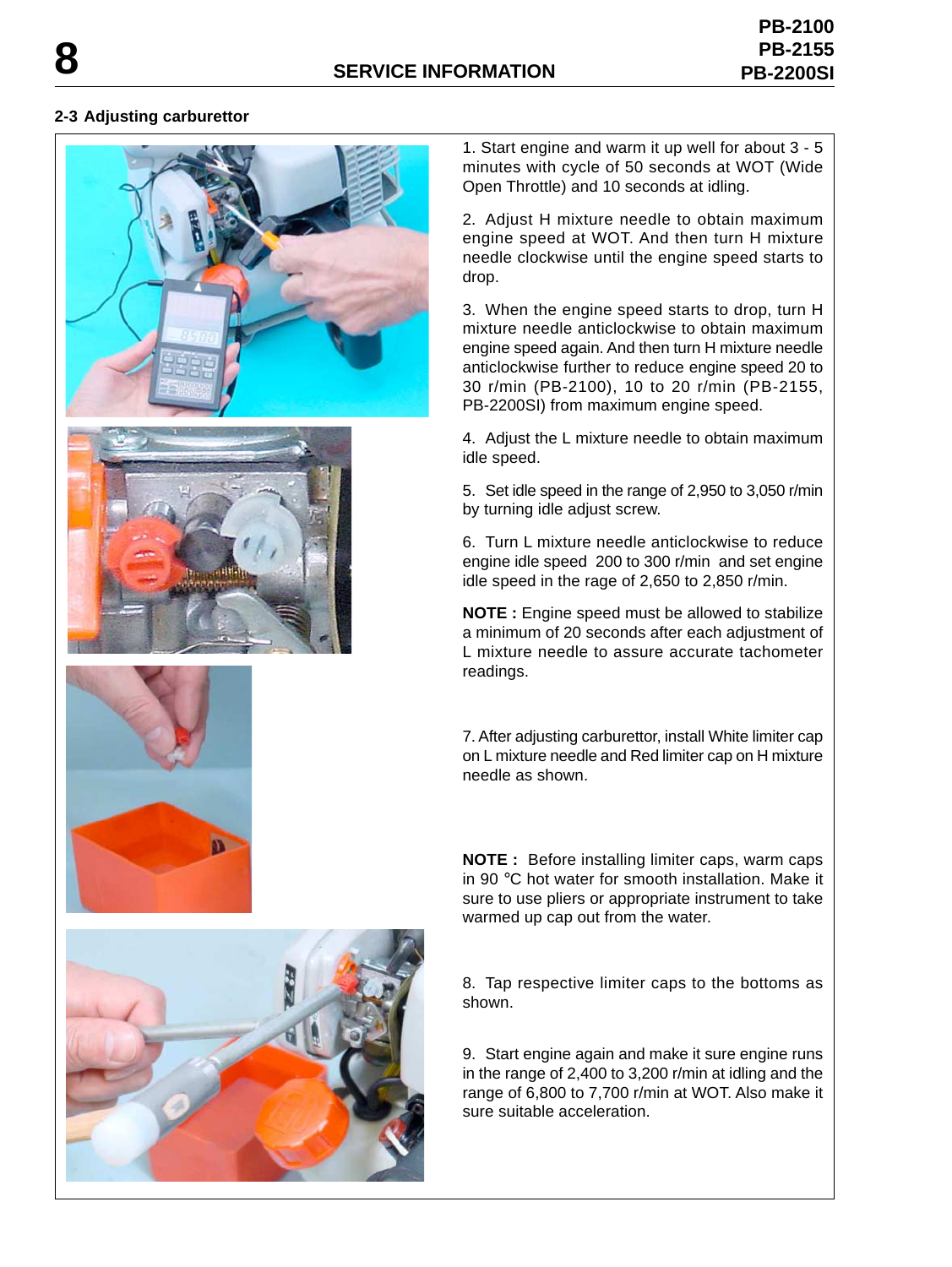## 2-3 Adjusting carburettor

1. Start engine and warm it up well for about 3 - 5 minutes with cycle of 50 seconds at WOT (Wide Open Throttle) and 10 seconds at idling.

2. Adjust H mixture needle to obtain maximum engine speed at WOT. And then turn H mixture needle clockwise until the engine speed starts to drop.

3. When the engine speed starts to drop, turn H mixture needle anticlockwise to obtain maximum engine speed again. And then turn H mixture needle anticlockwise further to reduce engine speed 20 to 30 r/min (PB-2100), 10 to 20 r/min (PB-2155, PB-2200SI) from maximum engine speed.

4. Adjust the L mixture needle to obtain maximum idle speed.

5. Set idle speed in the range of 2,950 to 3,050 r/min by turning idle adjust screw.

6. Turn L mixture needle anticlockwise to reduce engine idle speed 200 to 300 r/min and set engine idle speed in the rage of 2,650 to 2,850 r/min.

**NOTE :** Engine speed must be allowed to stabilize a minimum of 20 seconds after each adjustment of L mixture needle to assure accurate tachometer readings.

7. After adjusting carburettor, install White limiter cap on L mixture needle and Red limiter cap on H mixture needle as shown.

**NOTE :** Before installing limiter caps, warm caps in 90 °C hot water for smooth installation. Make it sure to use pliers or appropriate instrument to take warmed up cap out from the water.

8. Tap respective limiter caps to the bottoms as shown.

9. Start engine again and make it sure engine runs in the range of 2,400 to 3,200 r/min at idling and the range of 6,800 to 7,700 r/min at WOT. Also make it sure suitable acceleration.